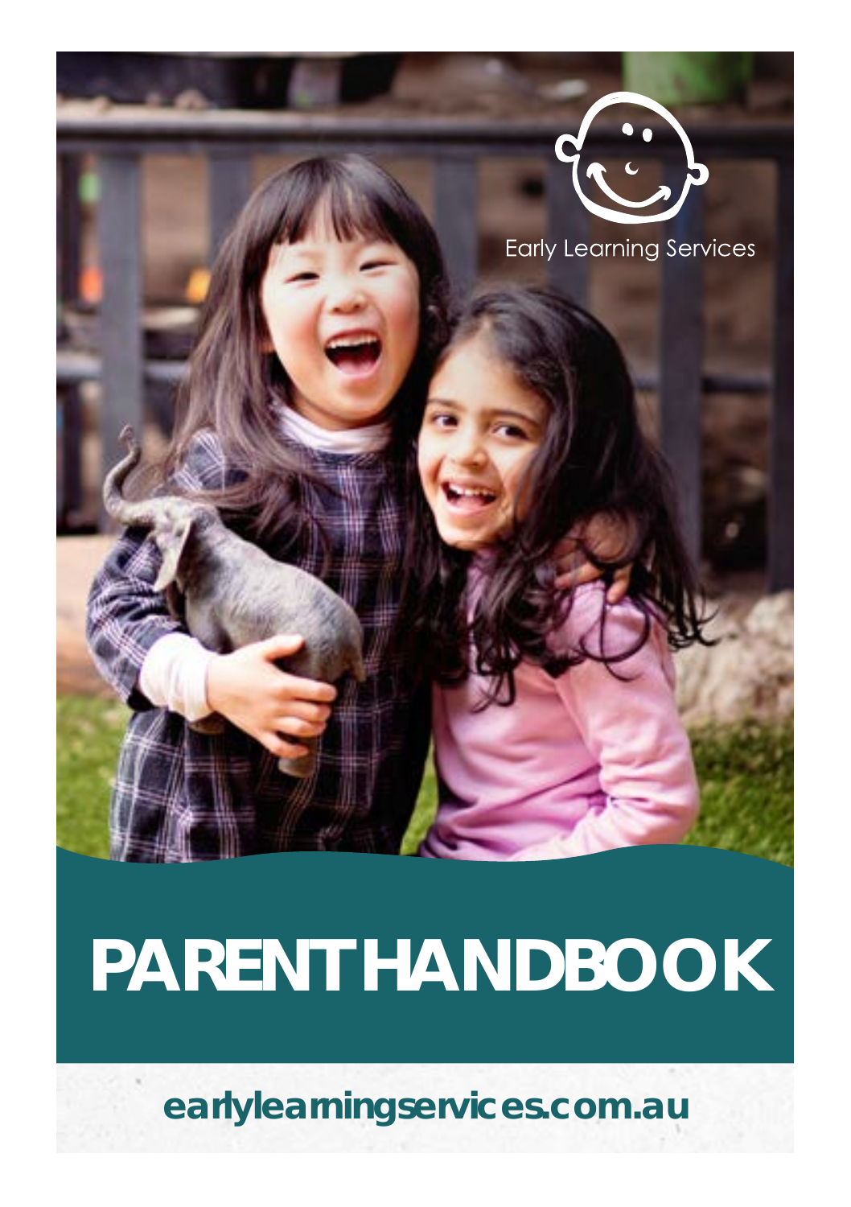Early Learning Services

# PARENT HANDBOOK

earlylearningservices.com.au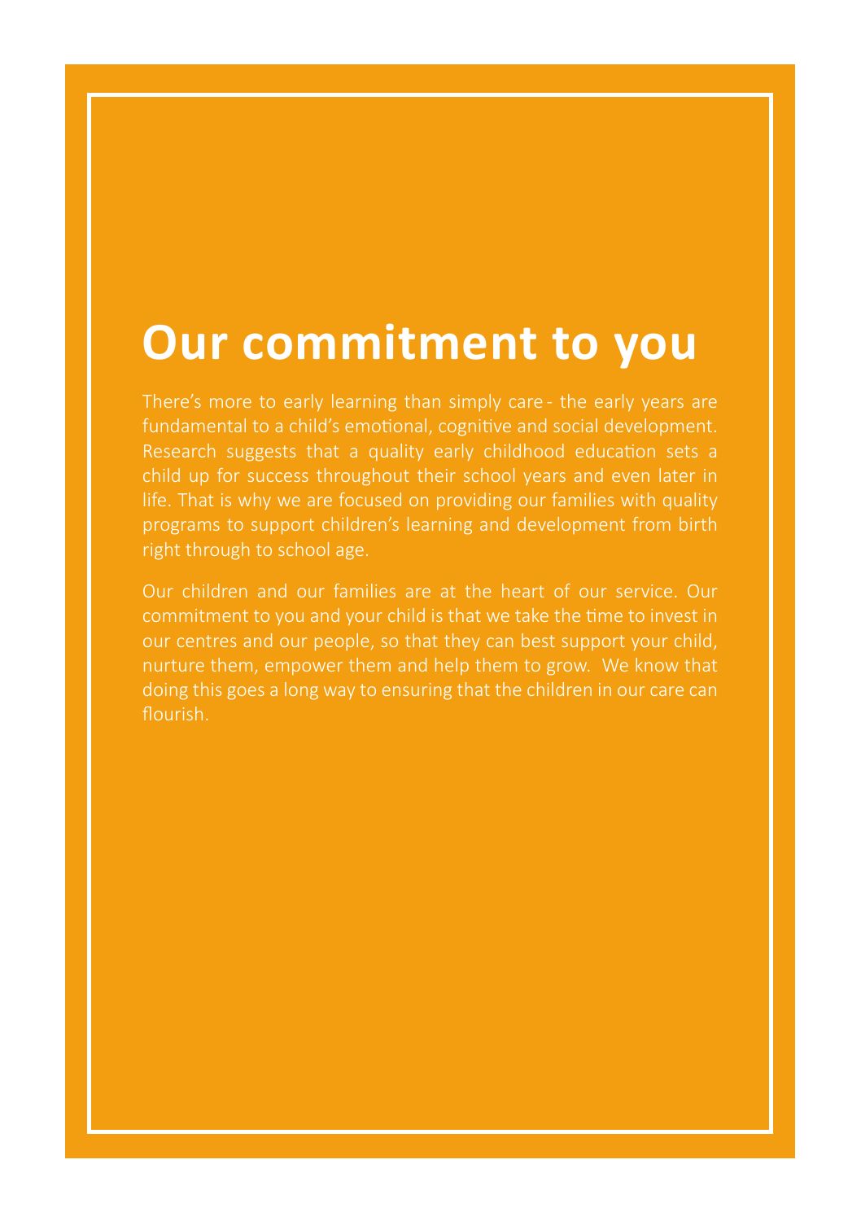# Our commitment to you

There's more to early learning than simply care - the early years are fundamental to a child's emotional, cognitive and social development. Research suggests that a quality early childhood education sets a child up for success throughout their school years and even later in life. That is why we are focused on providing our families with quality programs to support children's learning and development from birth right through to school age.

Our children and our families are at the heart of our service. Our commitment to you and your child is that we take the time to invest in our centres and our people, so that they can best support your child, nurture them, empower them and help them to grow. We know that doing this goes a long way to ensuring that the children in our care can flourish.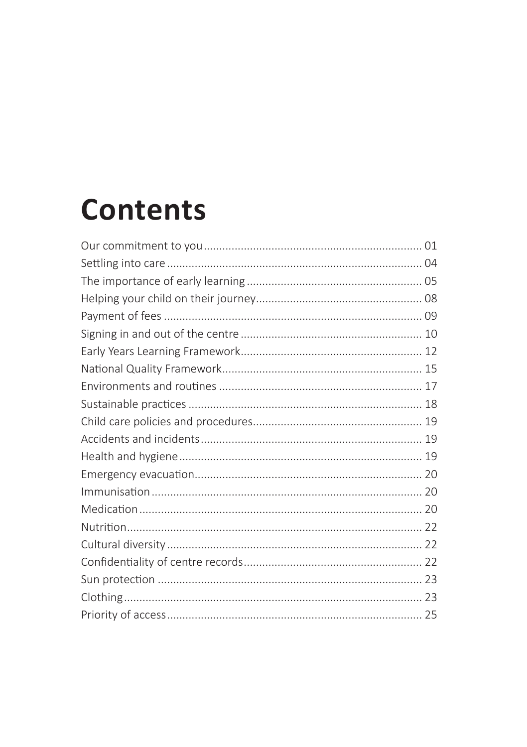# Contents

| | |
|---|---|
| Our commitment to you | 01 |
| Settling into care | 04 |
| The importance of early learning | 05 |
| Helping your child on their journey | 08 |
| Payment of fees | 09 |
| Signing in and out of the centre | 10 |
| Early Years Learning Framework | 12 |
| National Quality Framework | 15 |
| Environments and routines | 17 |
| Sustainable practices | 18 |
| Child care policies and procedures | 19 |
| Accidents and incidents | 19 |
| Health and hygiene | 19 |
| Emergency evacuation | 20 |
| Immunisation | 20 |
| Medication | 20 |
| Nutrition | 22 |
| Cultural diversity | 22 |
| Confidentiality of centre records | 22 |
| Sun protection | 23 |
| Clothing | 23 |
| Priority of access | 25 |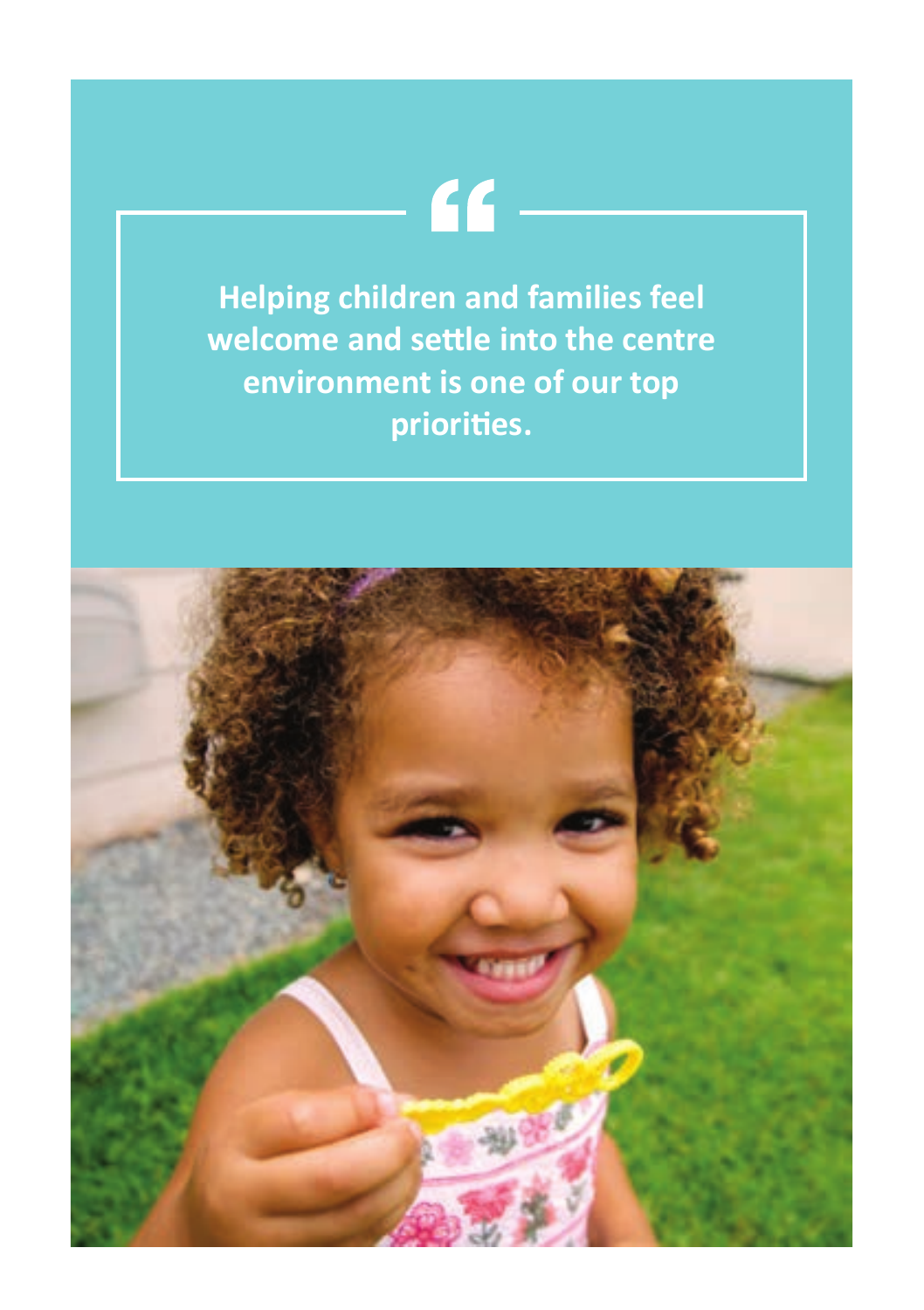> Helping children and families feel welcome and settle into the centre environment is one of our top priorities.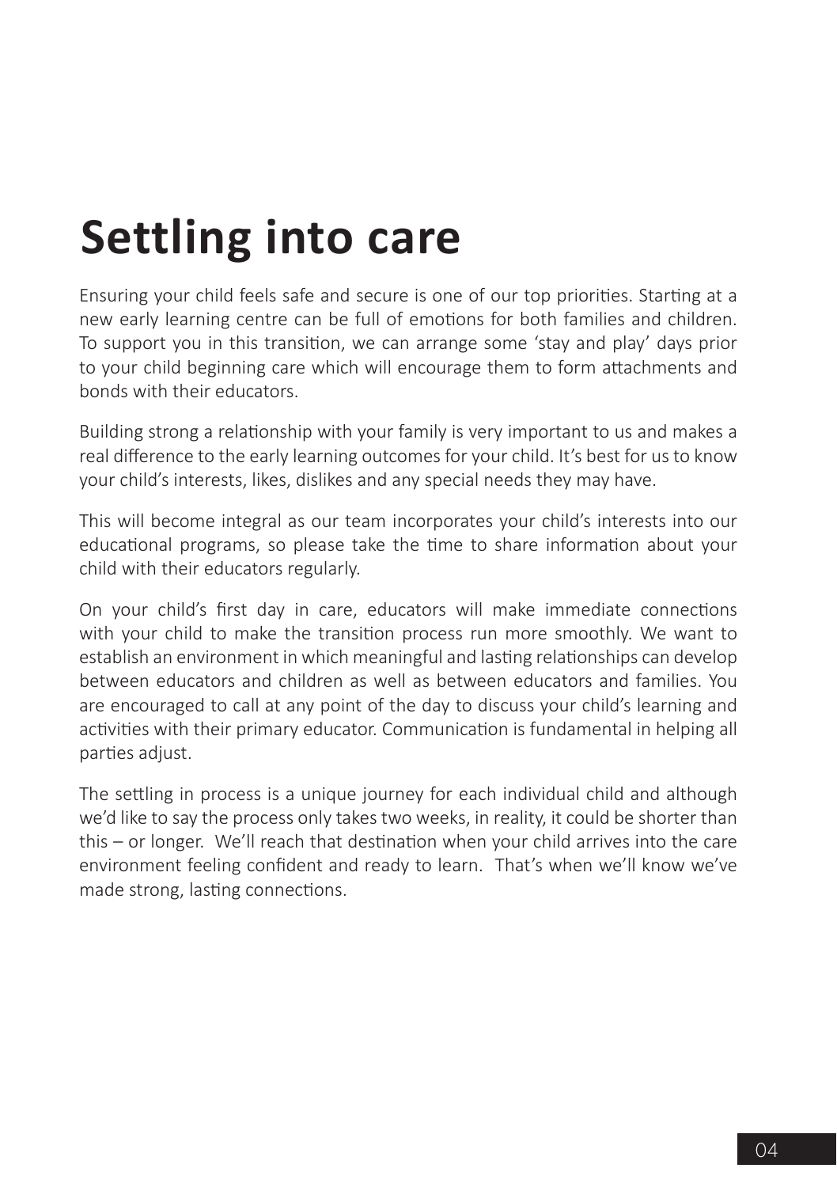# Settling into care

Ensuring your child feels safe and secure is one of our top priorities. Starting at a new early learning centre can be full of emotions for both families and children. To support you in this transition, we can arrange some 'stay and play' days prior to your child beginning care which will encourage them to form attachments and bonds with their educators.

Building strong a relationship with your family is very important to us and makes a real difference to the early learning outcomes for your child. It's best for us to know your child's interests, likes, dislikes and any special needs they may have.

This will become integral as our team incorporates your child's interests into our educational programs, so please take the time to share information about your child with their educators regularly.

On your child's first day in care, educators will make immediate connections with your child to make the transition process run more smoothly. We want to establish an environment in which meaningful and lasting relationships can develop between educators and children as well as between educators and families. You are encouraged to call at any point of the day to discuss your child's learning and activities with their primary educator. Communication is fundamental in helping all parties adjust.

The settling in process is a unique journey for each individual child and although we'd like to say the process only takes two weeks, in reality, it could be shorter than this – or longer. We'll reach that destination when your child arrives into the care environment feeling confident and ready to learn. That's when we'll know we've made strong, lasting connections.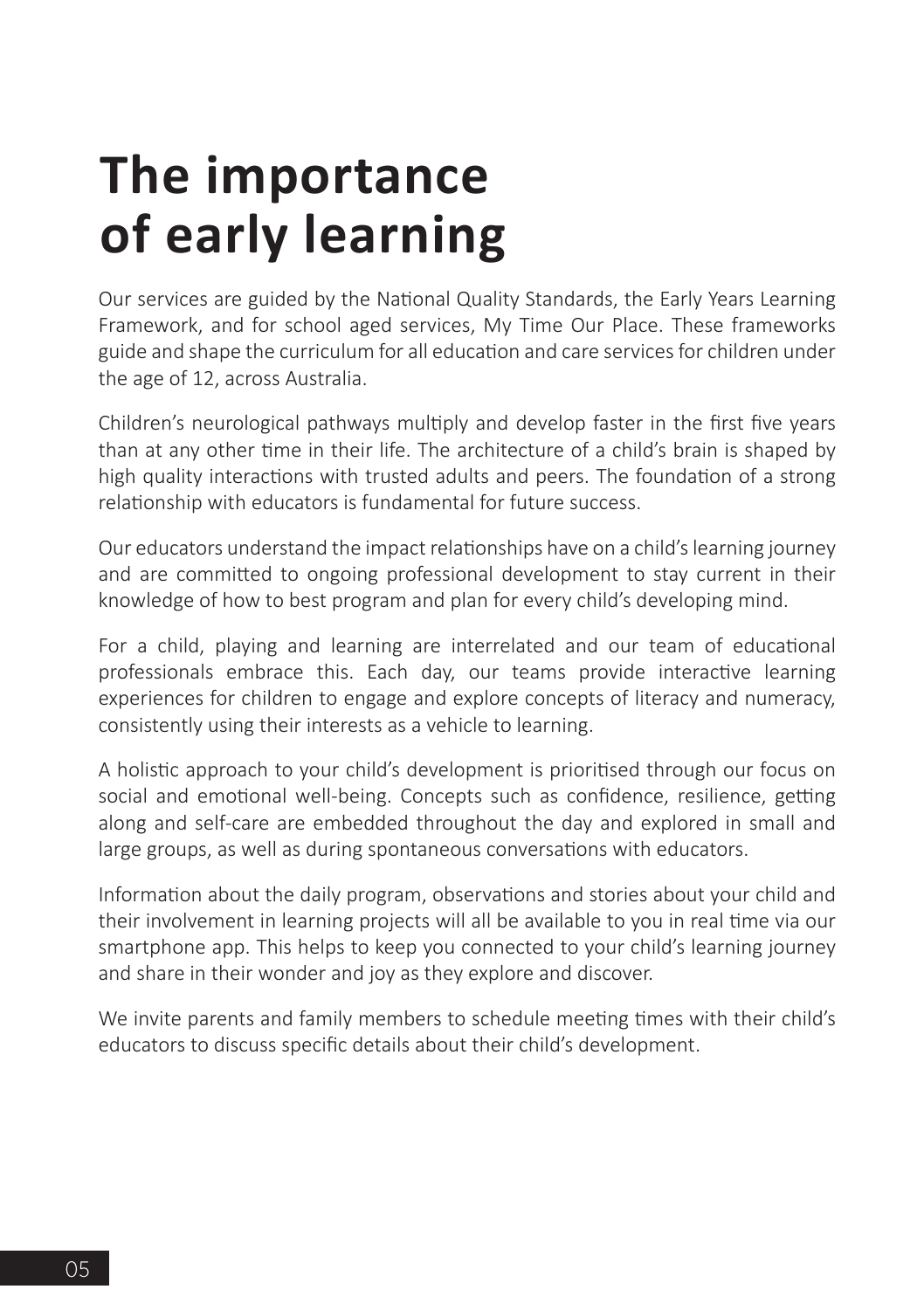# The importance of early learning

Our services are guided by the National Quality Standards, the Early Years Learning Framework, and for school aged services, My Time Our Place. These frameworks guide and shape the curriculum for all education and care services for children under the age of 12, across Australia.

Children's neurological pathways multiply and develop faster in the first five years than at any other time in their life. The architecture of a child's brain is shaped by high quality interactions with trusted adults and peers. The foundation of a strong relationship with educators is fundamental for future success.

Our educators understand the impact relationships have on a child's learning journey and are committed to ongoing professional development to stay current in their knowledge of how to best program and plan for every child's developing mind.

For a child, playing and learning are interrelated and our team of educational professionals embrace this. Each day, our teams provide interactive learning experiences for children to engage and explore concepts of literacy and numeracy, consistently using their interests as a vehicle to learning.

A holistic approach to your child's development is prioritised through our focus on social and emotional well-being. Concepts such as confidence, resilience, getting along and self-care are embedded throughout the day and explored in small and large groups, as well as during spontaneous conversations with educators.

Information about the daily program, observations and stories about your child and their involvement in learning projects will all be available to you in real time via our smartphone app. This helps to keep you connected to your child's learning journey and share in their wonder and joy as they explore and discover.

We invite parents and family members to schedule meeting times with their child's educators to discuss specific details about their child's development.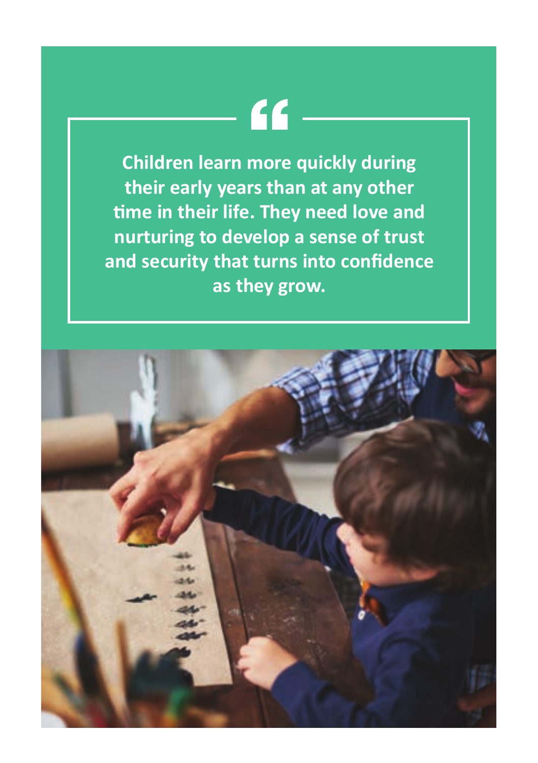> **Children learn more quickly during their early years than at any other time in their life. They need love and nurturing to develop a sense of trust and security that turns into confidence as they grow.**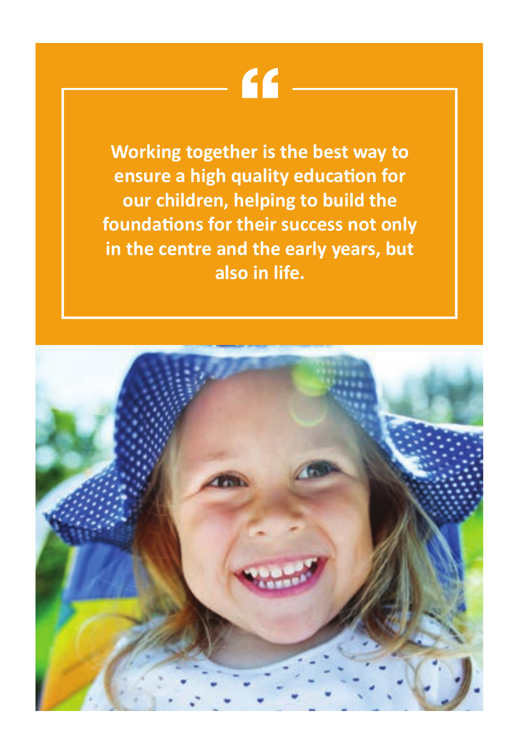> **Working together is the best way to ensure a high quality education for our children, helping to build the foundations for their success not only in the centre and the early years, but also in life.**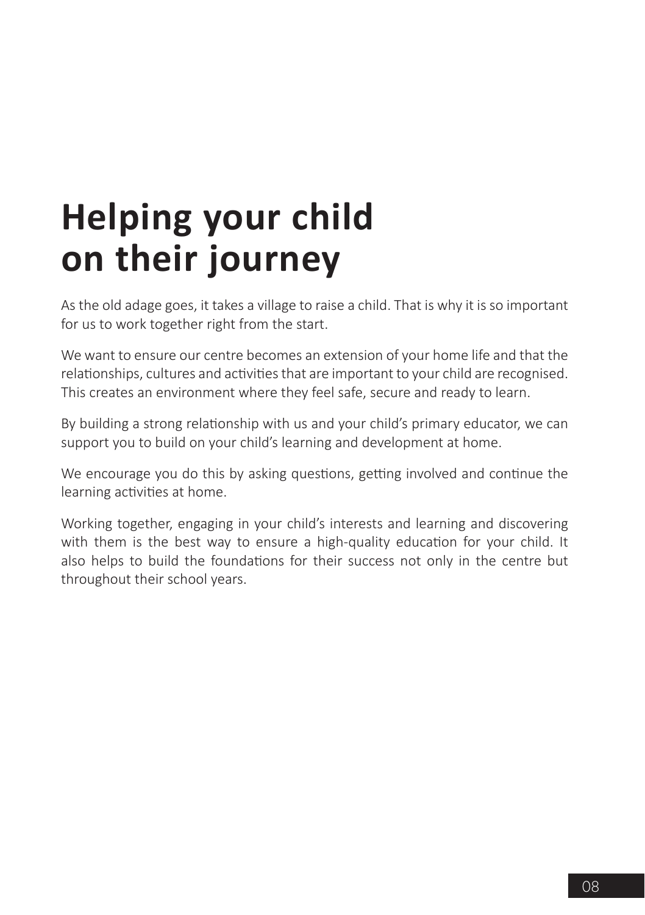# Helping your child on their journey

As the old adage goes, it takes a village to raise a child. That is why it is so important for us to work together right from the start.

We want to ensure our centre becomes an extension of your home life and that the relationships, cultures and activities that are important to your child are recognised. This creates an environment where they feel safe, secure and ready to learn.

By building a strong relationship with us and your child's primary educator, we can support you to build on your child's learning and development at home.

We encourage you do this by asking questions, getting involved and continue the learning activities at home.

Working together, engaging in your child's interests and learning and discovering with them is the best way to ensure a high-quality education for your child. It also helps to build the foundations for their success not only in the centre but throughout their school years.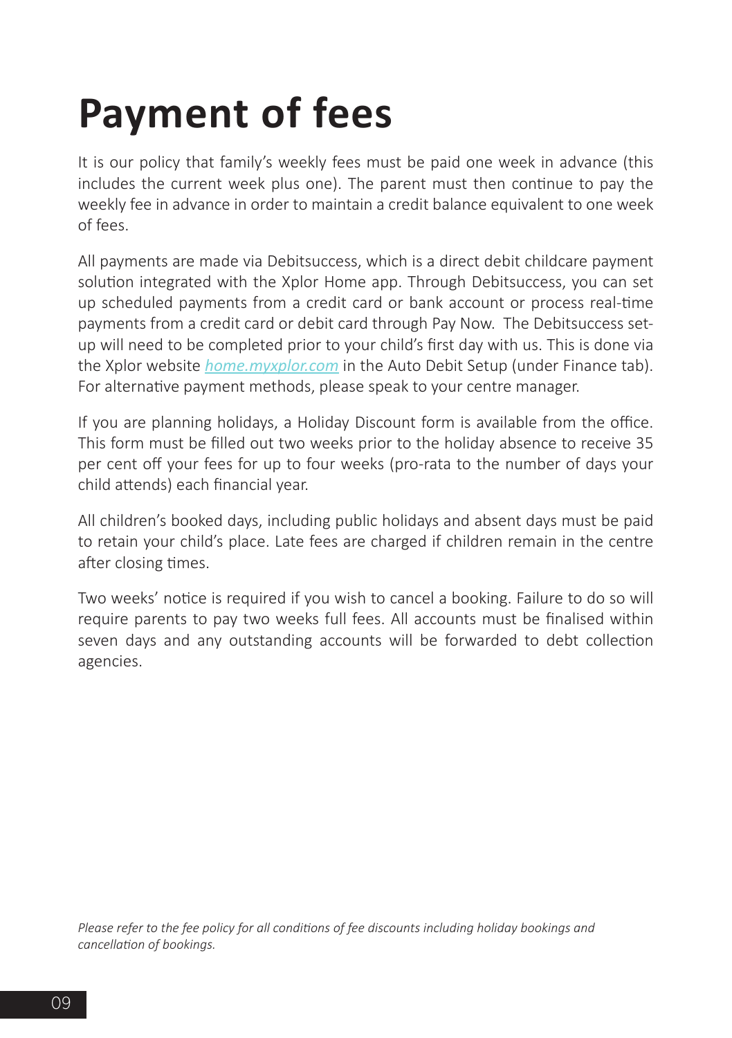# Payment of fees

It is our policy that family's weekly fees must be paid one week in advance (this includes the current week plus one). The parent must then continue to pay the weekly fee in advance in order to maintain a credit balance equivalent to one week of fees.

All payments are made via Debitsuccess, which is a direct debit childcare payment solution integrated with the Xplor Home app. Through Debitsuccess, you can set up scheduled payments from a credit card or bank account or process real-time payments from a credit card or debit card through Pay Now. The Debitsuccess set-up will need to be completed prior to your child's first day with us. This is done via the Xplor website *home.myxplor.com* in the Auto Debit Setup (under Finance tab). For alternative payment methods, please speak to your centre manager.

If you are planning holidays, a Holiday Discount form is available from the office. This form must be filled out two weeks prior to the holiday absence to receive 35 per cent off your fees for up to four weeks (pro-rata to the number of days your child attends) each financial year.

All children's booked days, including public holidays and absent days must be paid to retain your child's place. Late fees are charged if children remain in the centre after closing times.

Two weeks' notice is required if you wish to cancel a booking. Failure to do so will require parents to pay two weeks full fees. All accounts must be finalised within seven days and any outstanding accounts will be forwarded to debt collection agencies.

*Please refer to the fee policy for all conditions of fee discounts including holiday bookings and cancellation of bookings.*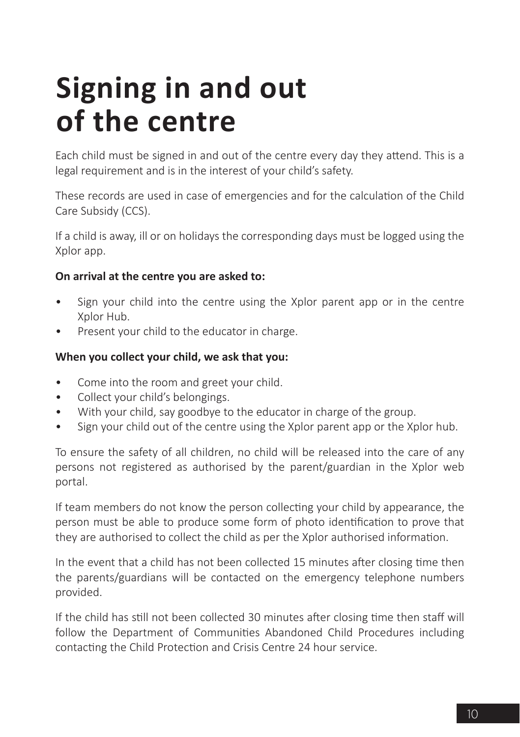# Signing in and out of the centre

Each child must be signed in and out of the centre every day they attend. This is a legal requirement and is in the interest of your child's safety.

These records are used in case of emergencies and for the calculation of the Child Care Subsidy (CCS).

If a child is away, ill or on holidays the corresponding days must be logged using the Xplor app.

**On arrival at the centre you are asked to:**

- Sign your child into the centre using the Xplor parent app or in the centre Xplor Hub.
- Present your child to the educator in charge.

**When you collect your child, we ask that you:**

- Come into the room and greet your child.
- Collect your child's belongings.
- With your child, say goodbye to the educator in charge of the group.
- Sign your child out of the centre using the Xplor parent app or the Xplor hub.

To ensure the safety of all children, no child will be released into the care of any persons not registered as authorised by the parent/guardian in the Xplor web portal.

If team members do not know the person collecting your child by appearance, the person must be able to produce some form of photo identification to prove that they are authorised to collect the child as per the Xplor authorised information.

In the event that a child has not been collected 15 minutes after closing time then the parents/guardians will be contacted on the emergency telephone numbers provided.

If the child has still not been collected 30 minutes after closing time then staff will follow the Department of Communities Abandoned Child Procedures including contacting the Child Protection and Crisis Centre 24 hour service.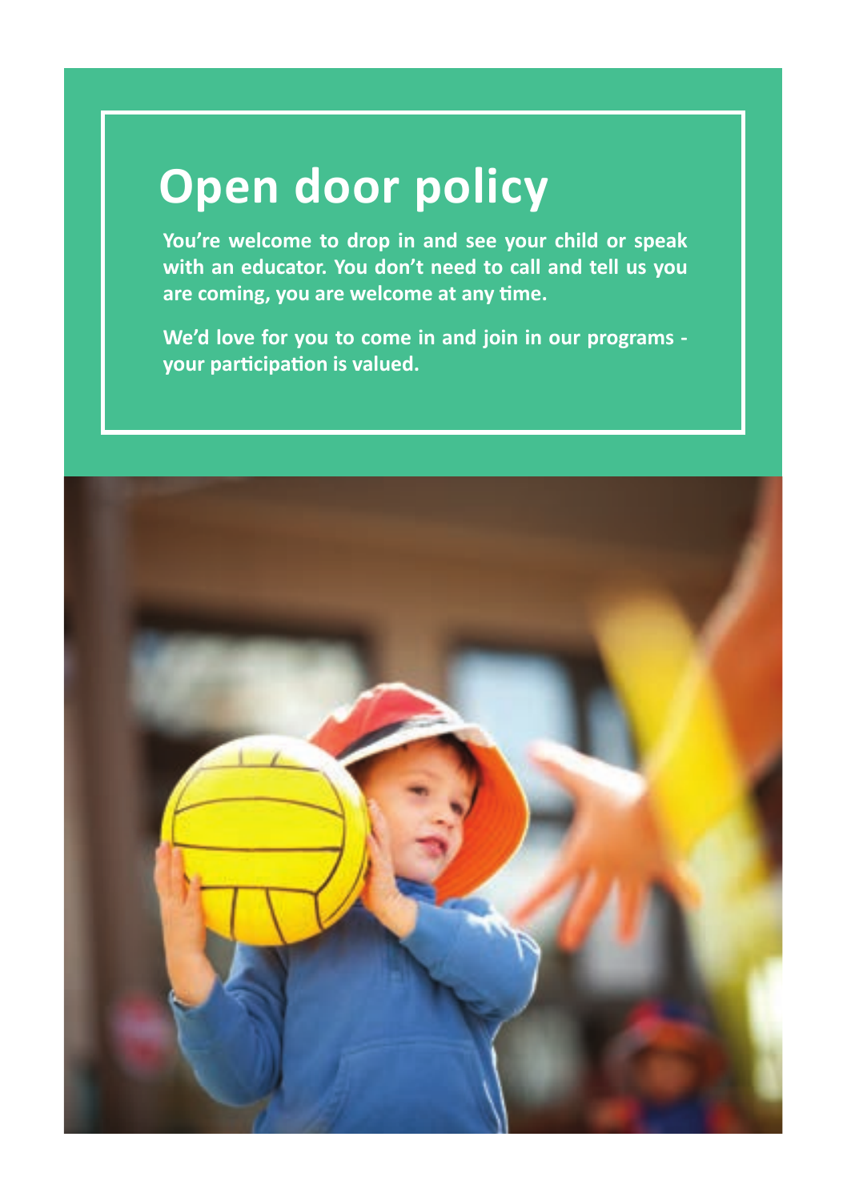# Open door policy

**You're welcome to drop in and see your child or speak with an educator. You don't need to call and tell us you are coming, you are welcome at any time.**

**We'd love for you to come in and join in our programs - your participation is valued.**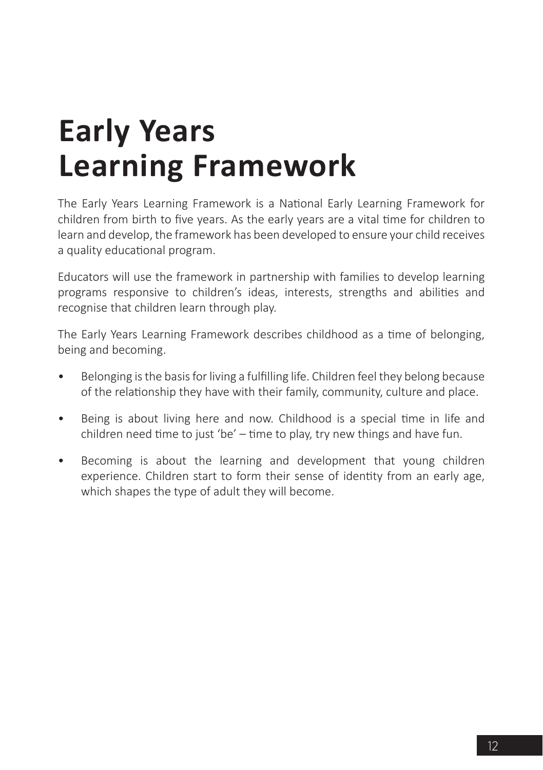# Early Years Learning Framework

The Early Years Learning Framework is a National Early Learning Framework for children from birth to five years. As the early years are a vital time for children to learn and develop, the framework has been developed to ensure your child receives a quality educational program.

Educators will use the framework in partnership with families to develop learning programs responsive to children's ideas, interests, strengths and abilities and recognise that children learn through play.

The Early Years Learning Framework describes childhood as a time of belonging, being and becoming.

- Belonging is the basis for living a fulfilling life. Children feel they belong because of the relationship they have with their family, community, culture and place.
- Being is about living here and now. Childhood is a special time in life and children need time to just 'be' – time to play, try new things and have fun.
- Becoming is about the learning and development that young children experience. Children start to form their sense of identity from an early age, which shapes the type of adult they will become.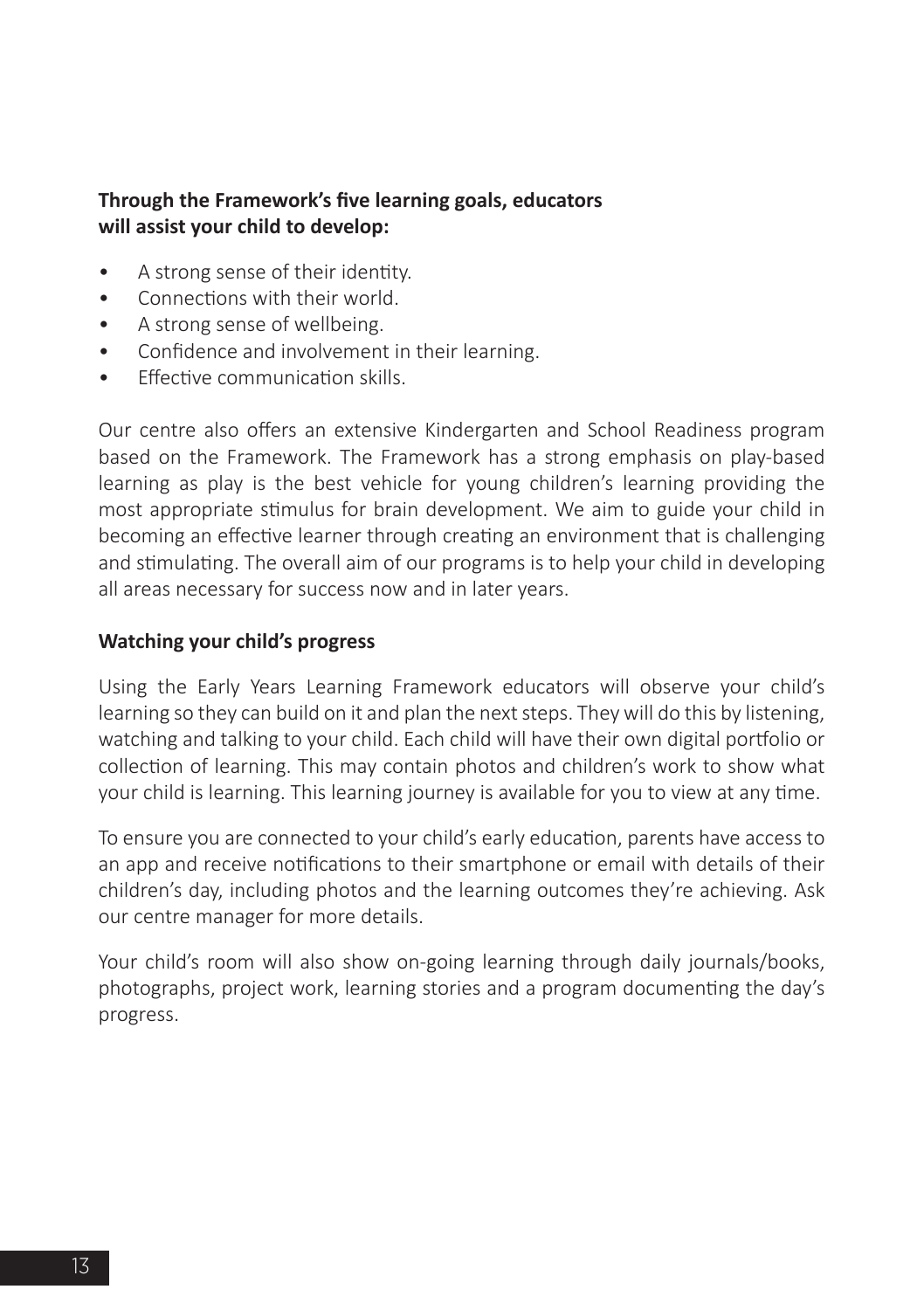**Through the Framework's five learning goals, educators will assist your child to develop:**

- A strong sense of their identity.
- Connections with their world.
- A strong sense of wellbeing.
- Confidence and involvement in their learning.
- Effective communication skills.

Our centre also offers an extensive Kindergarten and School Readiness program based on the Framework. The Framework has a strong emphasis on play-based learning as play is the best vehicle for young children's learning providing the most appropriate stimulus for brain development. We aim to guide your child in becoming an effective learner through creating an environment that is challenging and stimulating. The overall aim of our programs is to help your child in developing all areas necessary for success now and in later years.

**Watching your child's progress**

Using the Early Years Learning Framework educators will observe your child's learning so they can build on it and plan the next steps. They will do this by listening, watching and talking to your child. Each child will have their own digital portfolio or collection of learning. This may contain photos and children's work to show what your child is learning. This learning journey is available for you to view at any time.

To ensure you are connected to your child's early education, parents have access to an app and receive notifications to their smartphone or email with details of their children's day, including photos and the learning outcomes they're achieving. Ask our centre manager for more details.

Your child's room will also show on-going learning through daily journals/books, photographs, project work, learning stories and a program documenting the day's progress.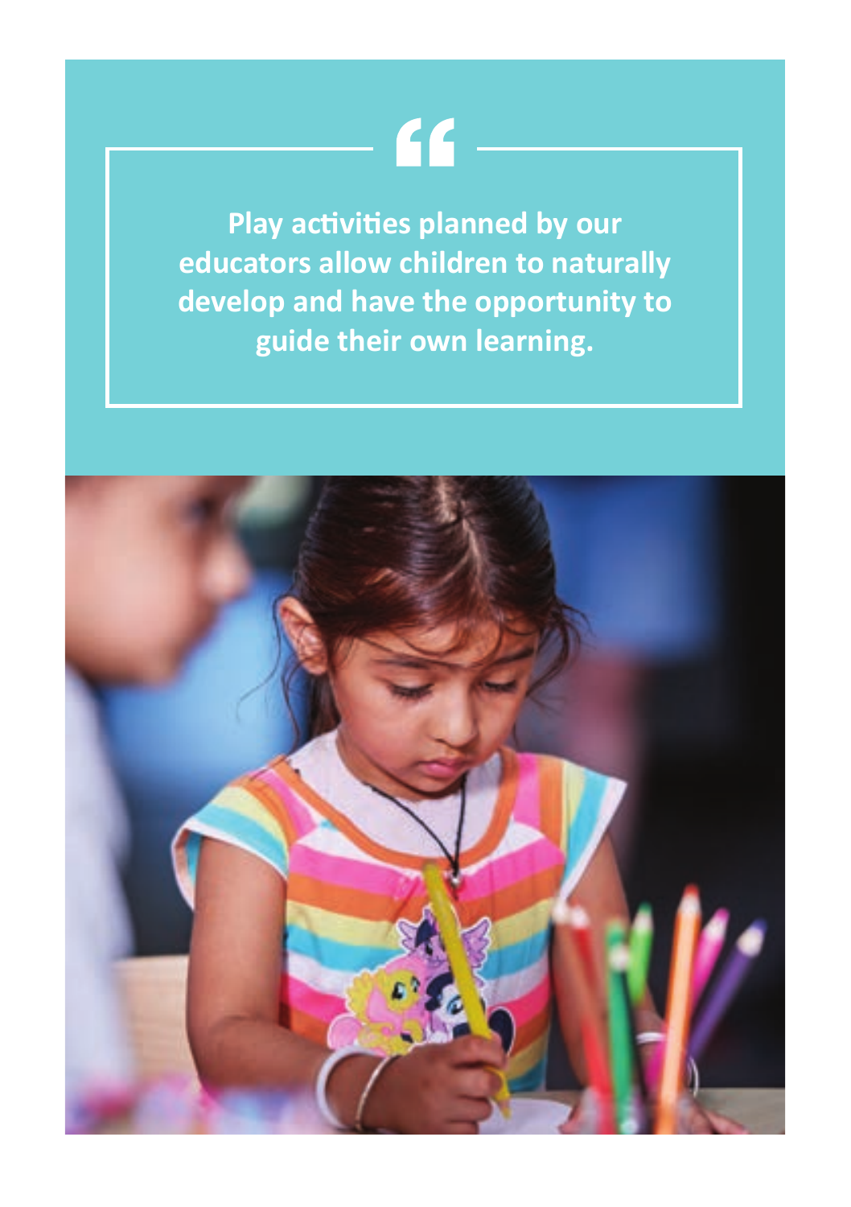> Play activities planned by our educators allow children to naturally develop and have the opportunity to guide their own learning.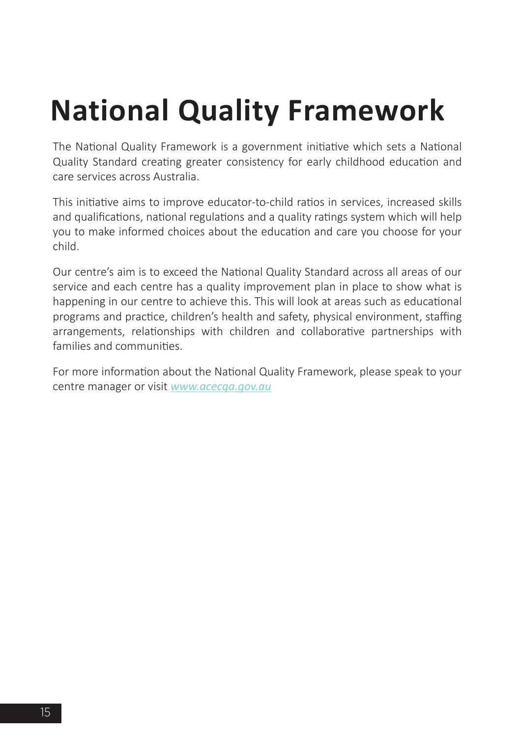# National Quality Framework

The National Quality Framework is a government initiative which sets a National Quality Standard creating greater consistency for early childhood education and care services across Australia.

This initiative aims to improve educator-to-child ratios in services, increased skills and qualifications, national regulations and a quality ratings system which will help you to make informed choices about the education and care you choose for your child.

Our centre's aim is to exceed the National Quality Standard across all areas of our service and each centre has a quality improvement plan in place to show what is happening in our centre to achieve this. This will look at areas such as educational programs and practice, children's health and safety, physical environment, staffing arrangements, relationships with children and collaborative partnerships with families and communities.

For more information about the National Quality Framework, please speak to your centre manager or visit *www.acecqa.gov.au*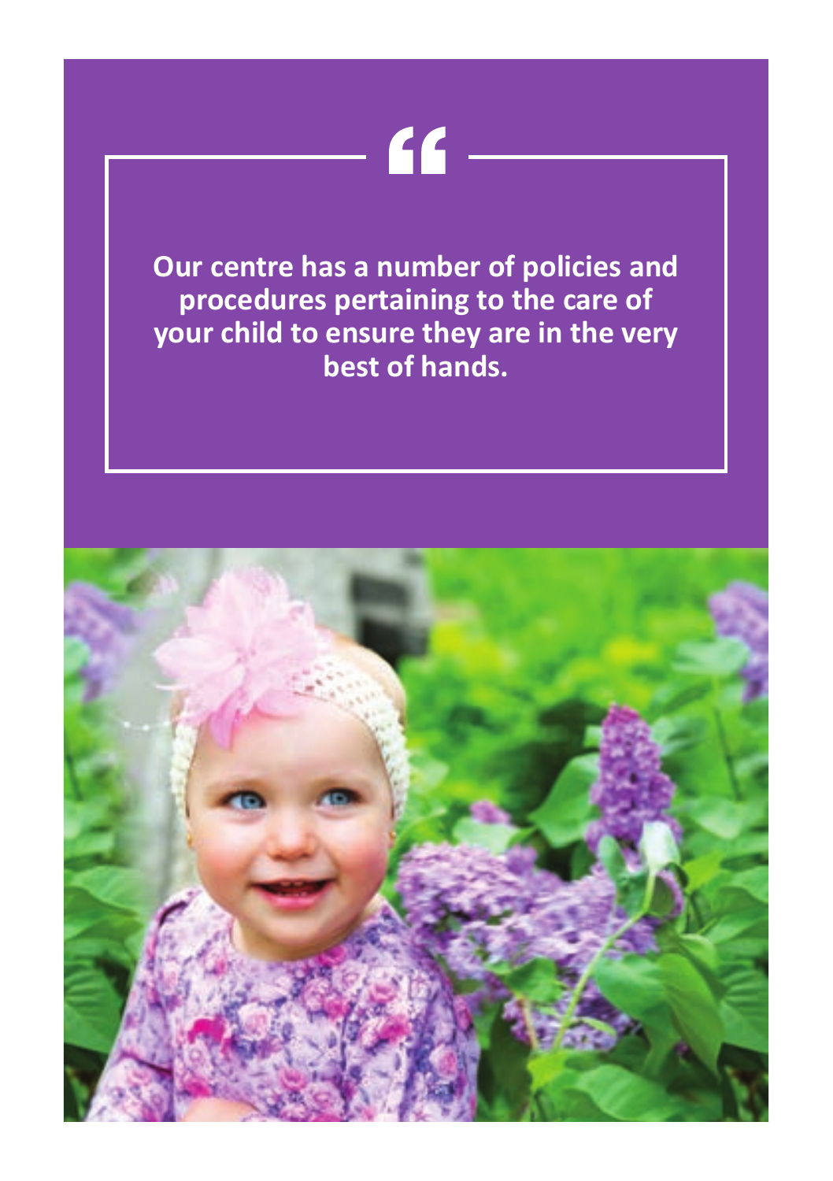> **Our centre has a number of policies and procedures pertaining to the care of your child to ensure they are in the very best of hands.**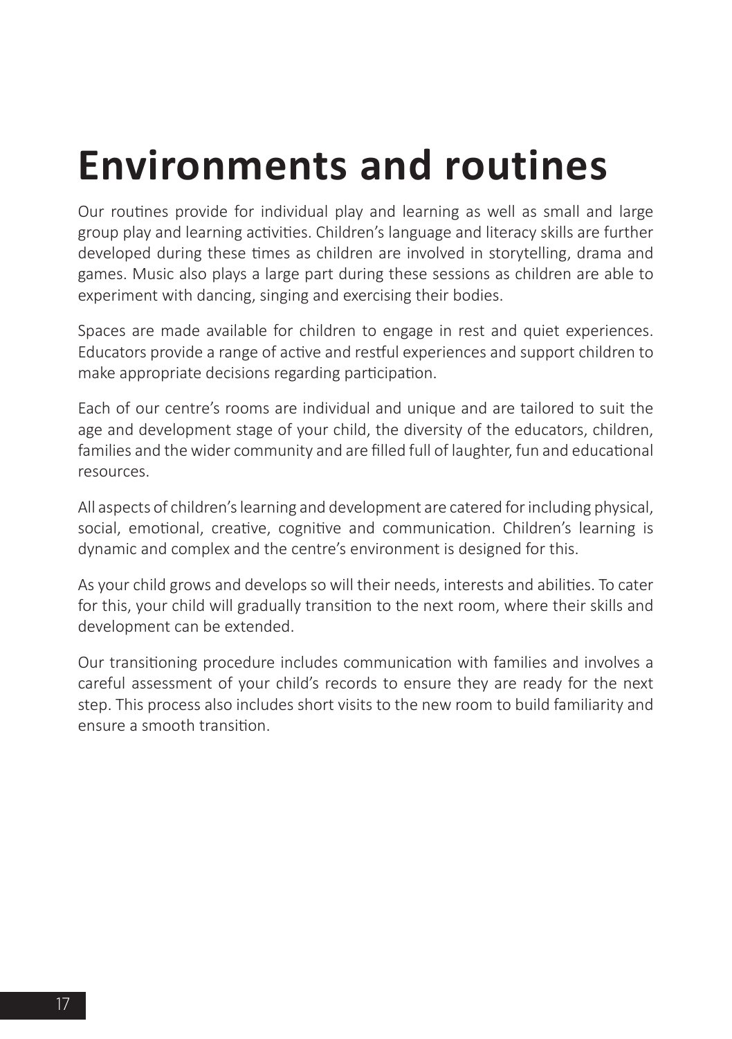# Environments and routines

Our routines provide for individual play and learning as well as small and large group play and learning activities. Children's language and literacy skills are further developed during these times as children are involved in storytelling, drama and games. Music also plays a large part during these sessions as children are able to experiment with dancing, singing and exercising their bodies.

Spaces are made available for children to engage in rest and quiet experiences. Educators provide a range of active and restful experiences and support children to make appropriate decisions regarding participation.

Each of our centre's rooms are individual and unique and are tailored to suit the age and development stage of your child, the diversity of the educators, children, families and the wider community and are filled full of laughter, fun and educational resources.

All aspects of children's learning and development are catered for including physical, social, emotional, creative, cognitive and communication. Children's learning is dynamic and complex and the centre's environment is designed for this.

As your child grows and develops so will their needs, interests and abilities. To cater for this, your child will gradually transition to the next room, where their skills and development can be extended.

Our transitioning procedure includes communication with families and involves a careful assessment of your child's records to ensure they are ready for the next step. This process also includes short visits to the new room to build familiarity and ensure a smooth transition.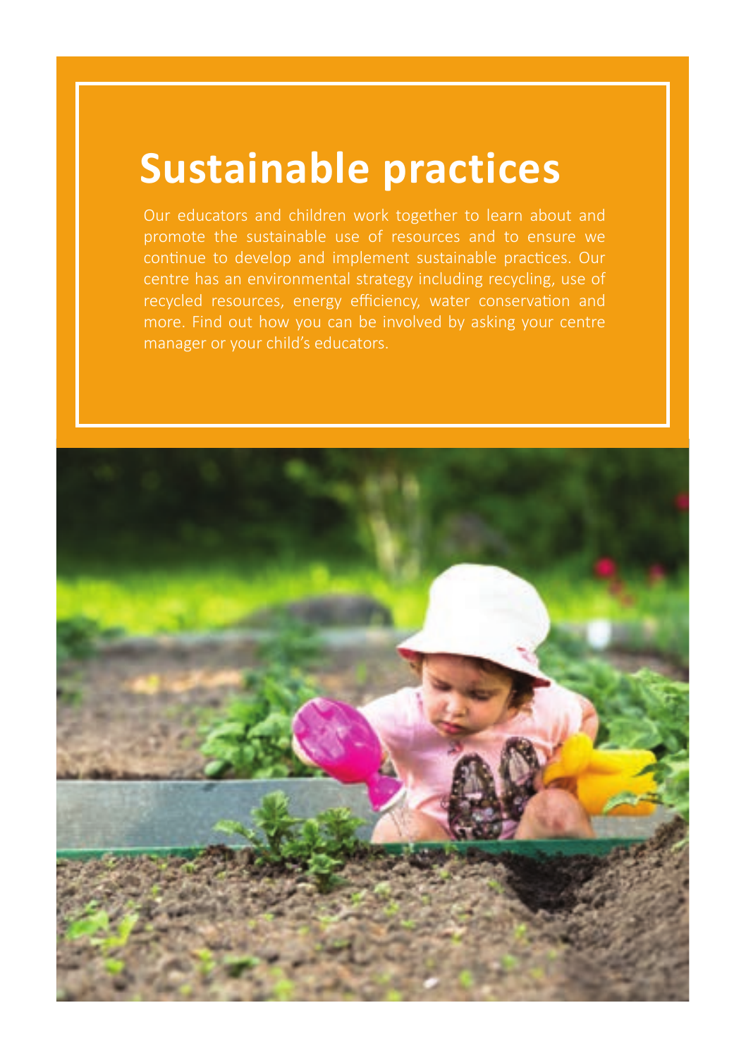# Sustainable practices

Our educators and children work together to learn about and promote the sustainable use of resources and to ensure we continue to develop and implement sustainable practices. Our centre has an environmental strategy including recycling, use of recycled resources, energy efficiency, water conservation and more. Find out how you can be involved by asking your centre manager or your child's educators.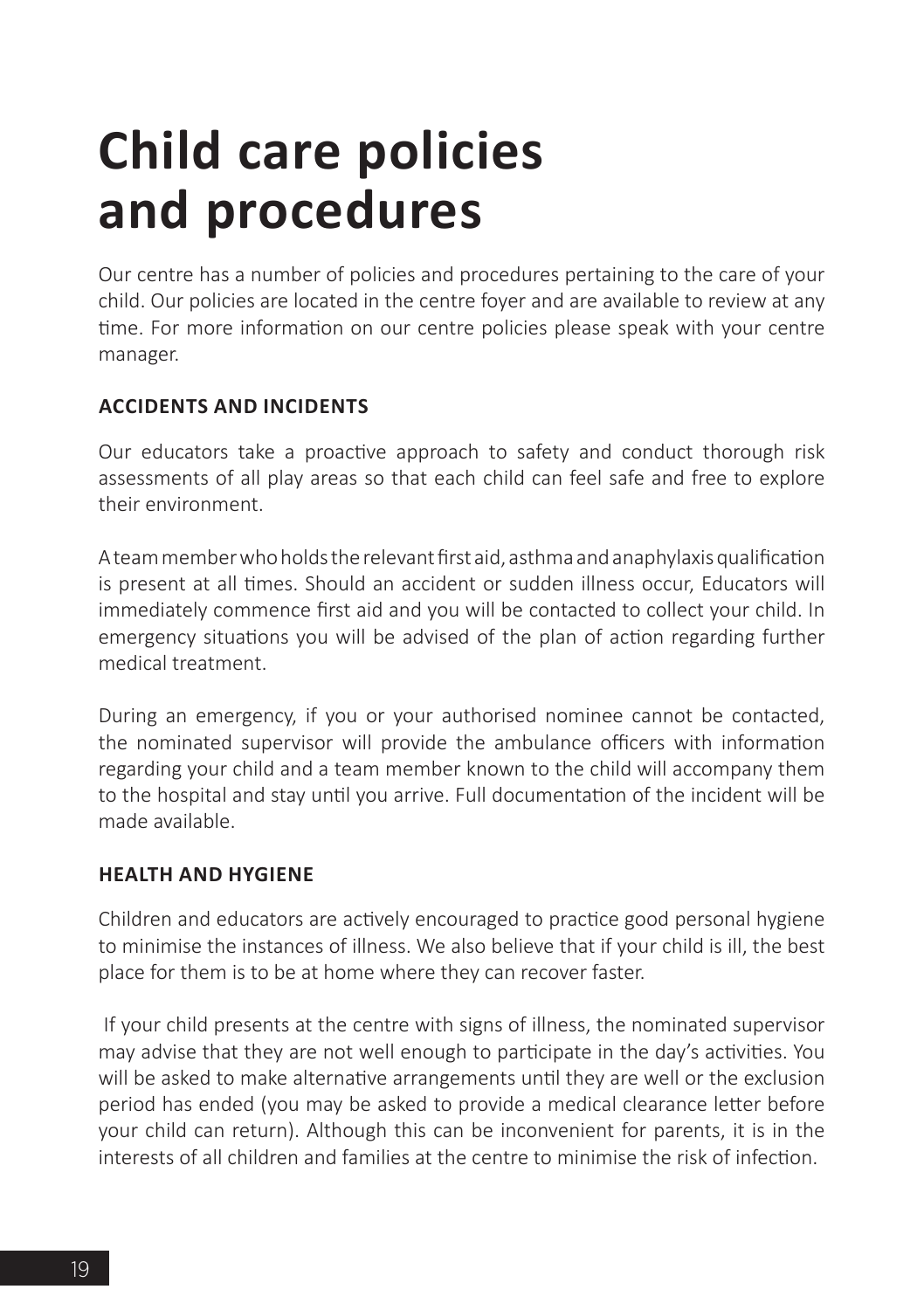# Child care policies and procedures

Our centre has a number of policies and procedures pertaining to the care of your child. Our policies are located in the centre foyer and are available to review at any time. For more information on our centre policies please speak with your centre manager.

### ACCIDENTS AND INCIDENTS

Our educators take a proactive approach to safety and conduct thorough risk assessments of all play areas so that each child can feel safe and free to explore their environment.

A team member who holds the relevant first aid, asthma and anaphylaxis qualification is present at all times. Should an accident or sudden illness occur, Educators will immediately commence first aid and you will be contacted to collect your child. In emergency situations you will be advised of the plan of action regarding further medical treatment.

During an emergency, if you or your authorised nominee cannot be contacted, the nominated supervisor will provide the ambulance officers with information regarding your child and a team member known to the child will accompany them to the hospital and stay until you arrive. Full documentation of the incident will be made available.

### HEALTH AND HYGIENE

Children and educators are actively encouraged to practice good personal hygiene to minimise the instances of illness. We also believe that if your child is ill, the best place for them is to be at home where they can recover faster.

If your child presents at the centre with signs of illness, the nominated supervisor may advise that they are not well enough to participate in the day's activities. You will be asked to make alternative arrangements until they are well or the exclusion period has ended (you may be asked to provide a medical clearance letter before your child can return). Although this can be inconvenient for parents, it is in the interests of all children and families at the centre to minimise the risk of infection.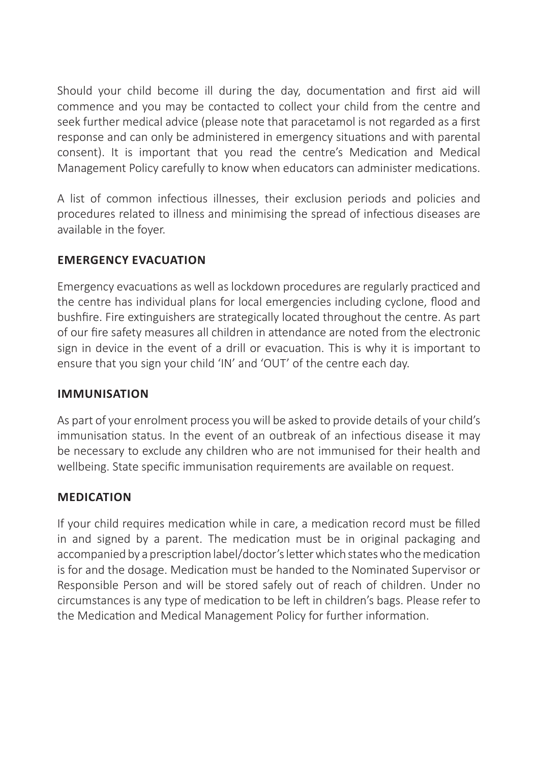Should your child become ill during the day, documentation and first aid will commence and you may be contacted to collect your child from the centre and seek further medical advice (please note that paracetamol is not regarded as a first response and can only be administered in emergency situations and with parental consent). It is important that you read the centre's Medication and Medical Management Policy carefully to know when educators can administer medications.

A list of common infectious illnesses, their exclusion periods and policies and procedures related to illness and minimising the spread of infectious diseases are available in the foyer.

## EMERGENCY EVACUATION

Emergency evacuations as well as lockdown procedures are regularly practiced and the centre has individual plans for local emergencies including cyclone, flood and bushfire. Fire extinguishers are strategically located throughout the centre. As part of our fire safety measures all children in attendance are noted from the electronic sign in device in the event of a drill or evacuation. This is why it is important to ensure that you sign your child 'IN' and 'OUT' of the centre each day.

## IMMUNISATION

As part of your enrolment process you will be asked to provide details of your child's immunisation status. In the event of an outbreak of an infectious disease it may be necessary to exclude any children who are not immunised for their health and wellbeing. State specific immunisation requirements are available on request.

## MEDICATION

If your child requires medication while in care, a medication record must be filled in and signed by a parent. The medication must be in original packaging and accompanied by a prescription label/doctor's letter which states who the medication is for and the dosage. Medication must be handed to the Nominated Supervisor or Responsible Person and will be stored safely out of reach of children. Under no circumstances is any type of medication to be left in children's bags. Please refer to the Medication and Medical Management Policy for further information.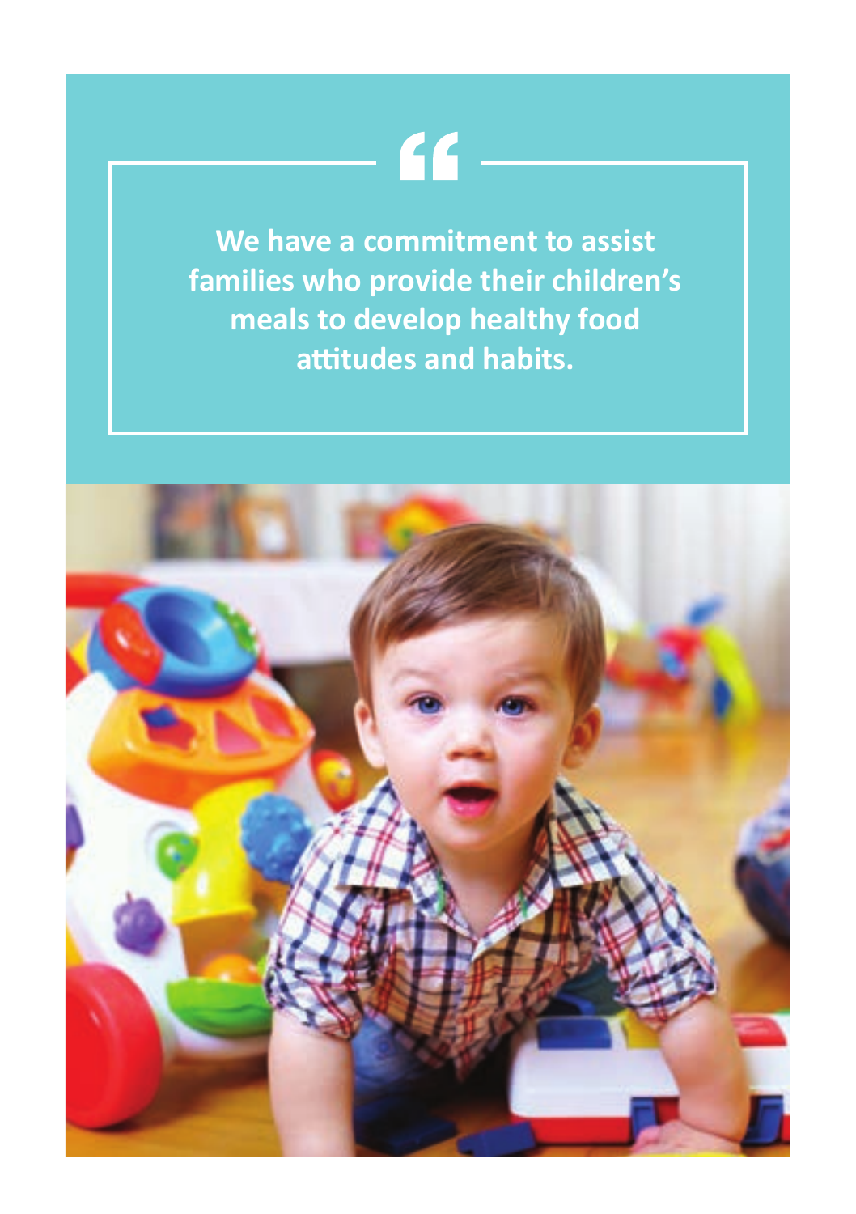“

**We have a commitment to assist families who provide their children’s meals to develop healthy food attitudes and habits.**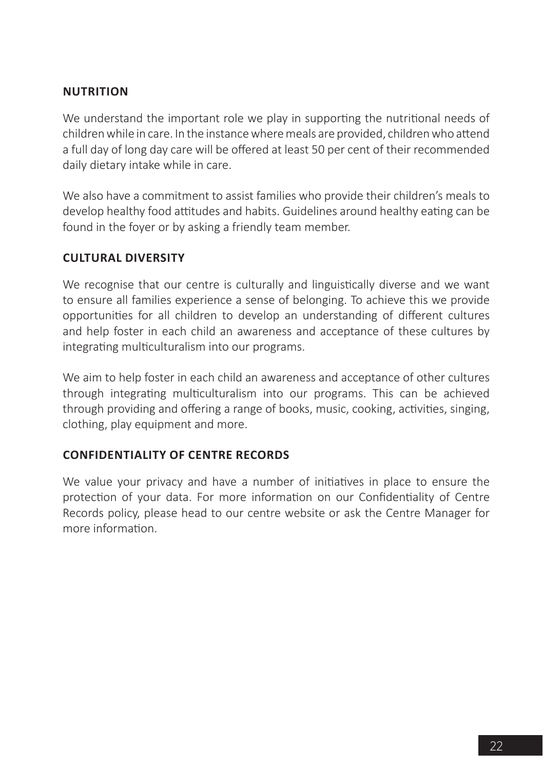## NUTRITION

We understand the important role we play in supporting the nutritional needs of children while in care. In the instance where meals are provided, children who attend a full day of long day care will be offered at least 50 per cent of their recommended daily dietary intake while in care.

We also have a commitment to assist families who provide their children's meals to develop healthy food attitudes and habits. Guidelines around healthy eating can be found in the foyer or by asking a friendly team member.

## CULTURAL DIVERSITY

We recognise that our centre is culturally and linguistically diverse and we want to ensure all families experience a sense of belonging. To achieve this we provide opportunities for all children to develop an understanding of different cultures and help foster in each child an awareness and acceptance of these cultures by integrating multiculturalism into our programs.

We aim to help foster in each child an awareness and acceptance of other cultures through integrating multiculturalism into our programs. This can be achieved through providing and offering a range of books, music, cooking, activities, singing, clothing, play equipment and more.

## CONFIDENTIALITY OF CENTRE RECORDS

We value your privacy and have a number of initiatives in place to ensure the protection of your data. For more information on our Confidentiality of Centre Records policy, please head to our centre website or ask the Centre Manager for more information.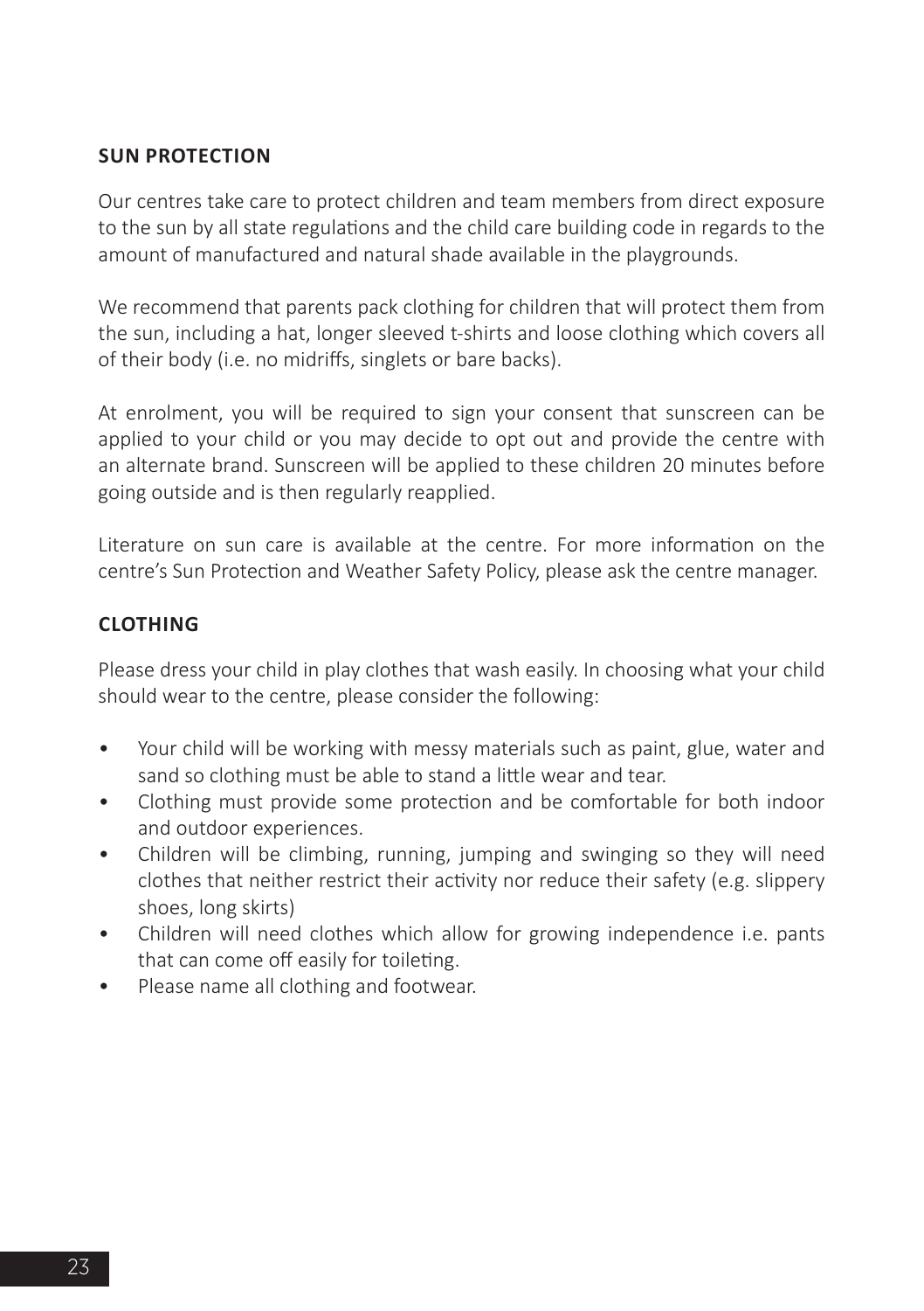## SUN PROTECTION

Our centres take care to protect children and team members from direct exposure to the sun by all state regulations and the child care building code in regards to the amount of manufactured and natural shade available in the playgrounds.

We recommend that parents pack clothing for children that will protect them from the sun, including a hat, longer sleeved t-shirts and loose clothing which covers all of their body (i.e. no midriffs, singlets or bare backs).

At enrolment, you will be required to sign your consent that sunscreen can be applied to your child or you may decide to opt out and provide the centre with an alternate brand. Sunscreen will be applied to these children 20 minutes before going outside and is then regularly reapplied.

Literature on sun care is available at the centre. For more information on the centre's Sun Protection and Weather Safety Policy, please ask the centre manager.

## CLOTHING

Please dress your child in play clothes that wash easily. In choosing what your child should wear to the centre, please consider the following:

- Your child will be working with messy materials such as paint, glue, water and sand so clothing must be able to stand a little wear and tear.
- Clothing must provide some protection and be comfortable for both indoor and outdoor experiences.
- Children will be climbing, running, jumping and swinging so they will need clothes that neither restrict their activity nor reduce their safety (e.g. slippery shoes, long skirts)
- Children will need clothes which allow for growing independence i.e. pants that can come off easily for toileting.
- Please name all clothing and footwear.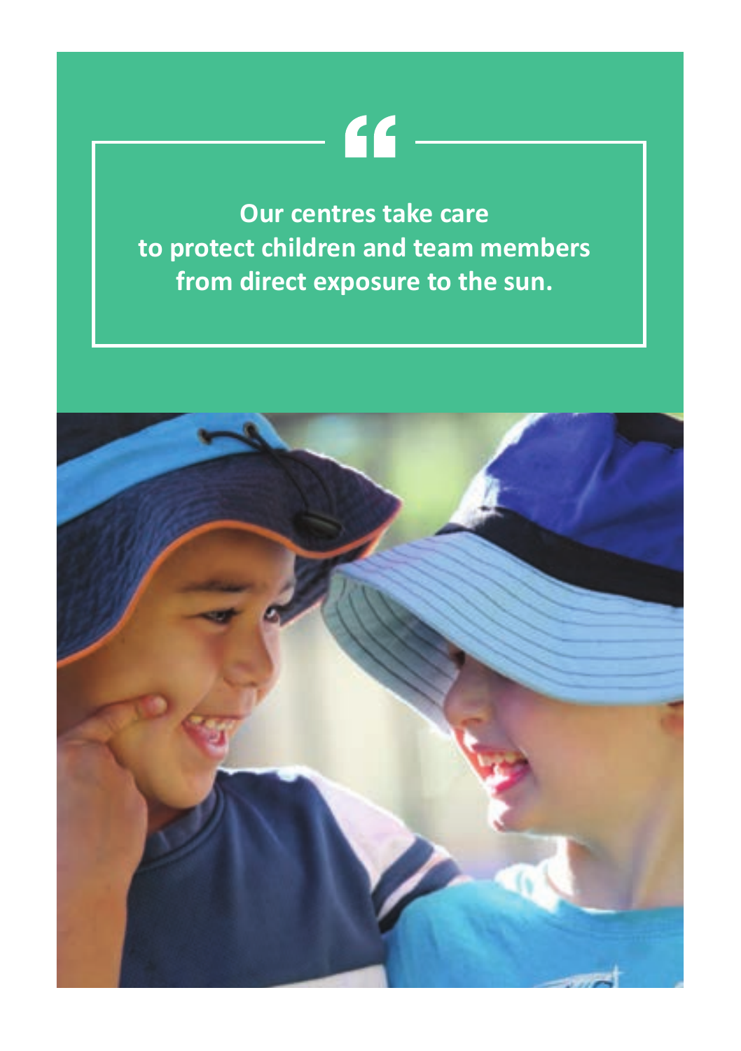“

**Our centres take care to protect children and team members from direct exposure to the sun.**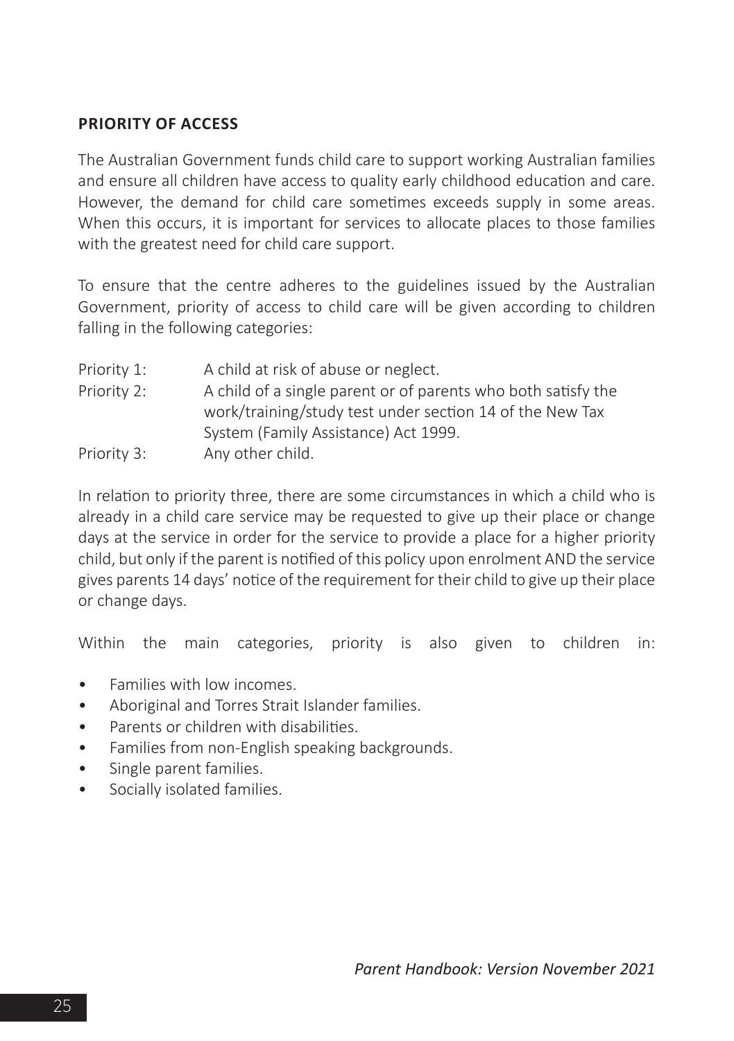## PRIORITY OF ACCESS

The Australian Government funds child care to support working Australian families and ensure all children have access to quality early childhood education and care. However, the demand for child care sometimes exceeds supply in some areas. When this occurs, it is important for services to allocate places to those families with the greatest need for child care support.

To ensure that the centre adheres to the guidelines issued by the Australian Government, priority of access to child care will be given according to children falling in the following categories:

Priority 1: A child at risk of abuse or neglect.

Priority 2: A child of a single parent or of parents who both satisfy the work/training/study test under section 14 of the New Tax System (Family Assistance) Act 1999.

Priority 3: Any other child.

In relation to priority three, there are some circumstances in which a child who is already in a child care service may be requested to give up their place or change days at the service in order for the service to provide a place for a higher priority child, but only if the parent is notified of this policy upon enrolment AND the service gives parents 14 days' notice of the requirement for their child to give up their place or change days.

Within the main categories, priority is also given to children in:

- Families with low incomes.
- Aboriginal and Torres Strait Islander families.
- Parents or children with disabilities.
- Families from non-English speaking backgrounds.
- Single parent families.
- Socially isolated families.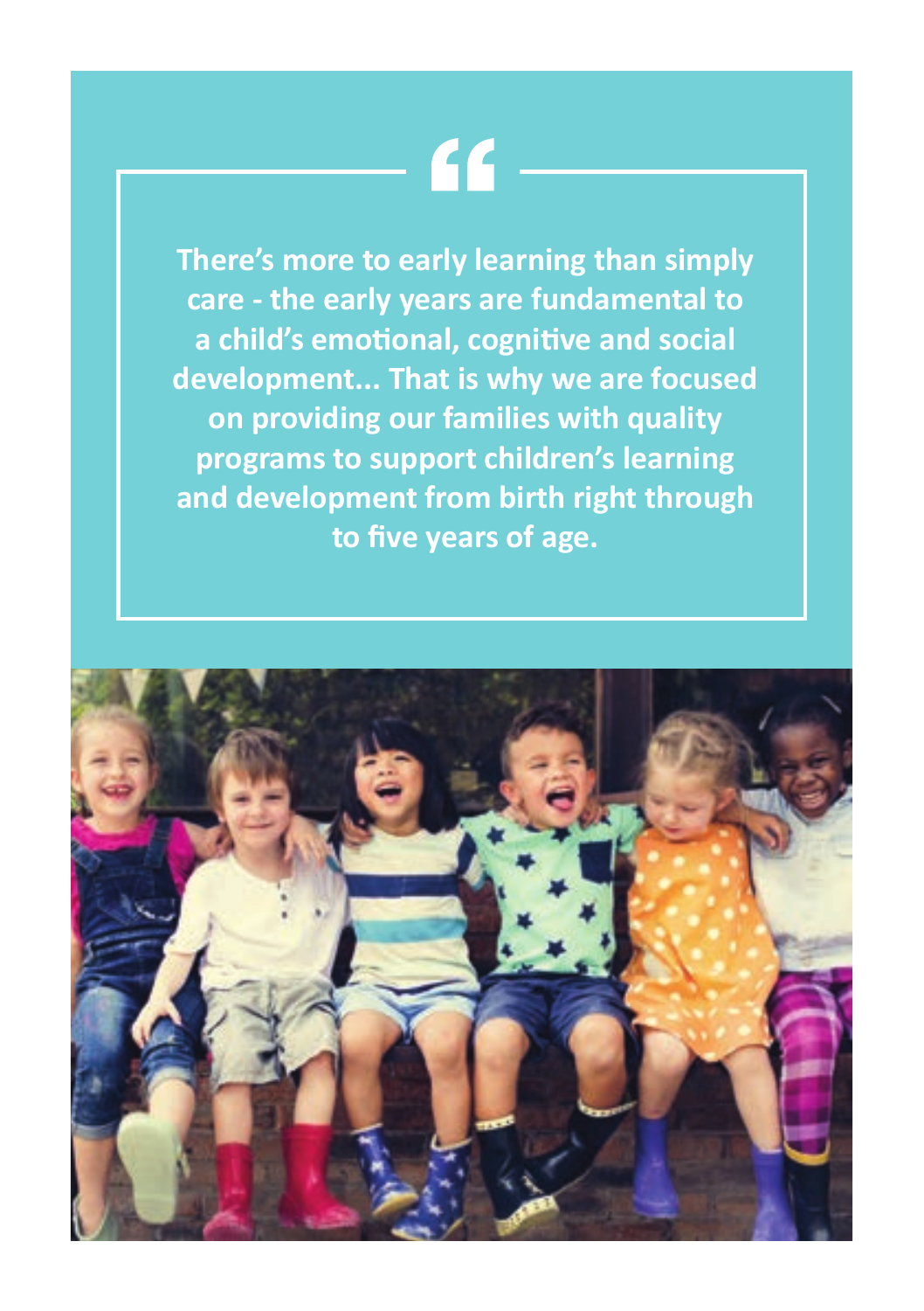> There's more to early learning than simply care - the early years are fundamental to a child's emotional, cognitive and social development... That is why we are focused on providing our families with quality programs to support children's learning and development from birth right through to five years of age.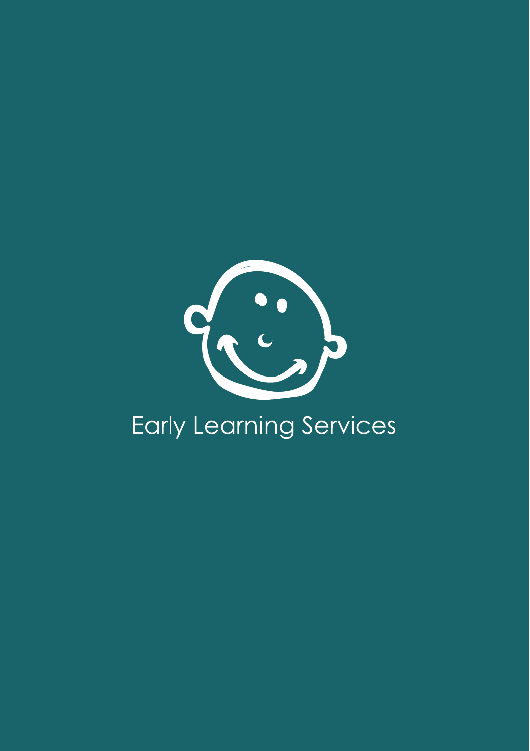Early Learning Services